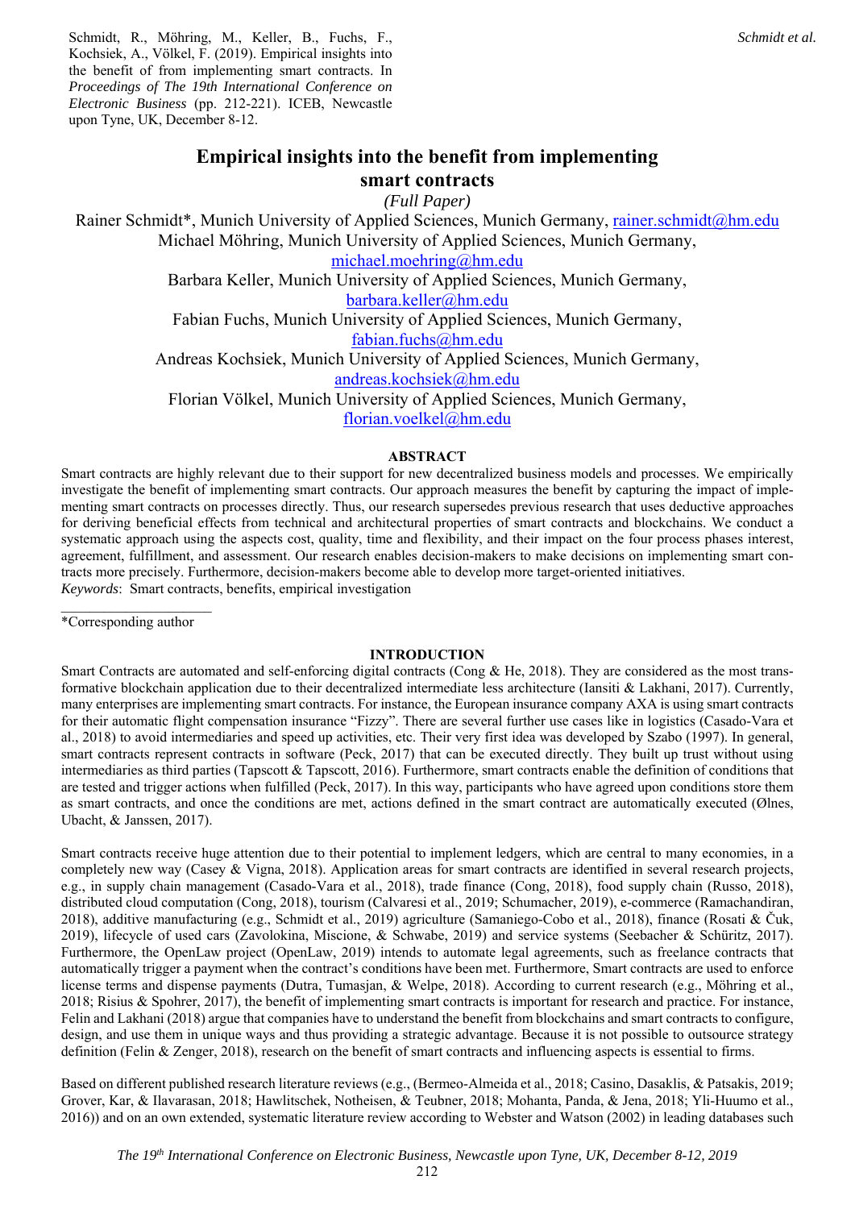Schmidt, R., Möhring, M., Keller, B., Fuchs, F., Kochsiek, A., Völkel, F. (2019). Empirical insights into the benefit of from implementing smart contracts. In *Proceedings of The 19th International Conference on Electronic Business* (pp. 212-221). ICEB, Newcastle upon Tyne, UK, December 8-12.

# Empirical insights into the benefit from implementing smart contracts

*(Full Paper)*

Rainer Schmidt*, Munich University of Applied Sciences, Munich Germany, rainer.schmidt@hm.edu
Michael Möhring, Munich University of Applied Sciences, Munich Germany, michael.moehring@hm.edu
Barbara Keller, Munich University of Applied Sciences, Munich Germany, barbara.keller@hm.edu
Fabian Fuchs, Munich University of Applied Sciences, Munich Germany, fabian.fuchs@hm.edu
Andreas Kochsiek, Munich University of Applied Sciences, Munich Germany, andreas.kochsiek@hm.edu
Florian Völkel, Munich University of Applied Sciences, Munich Germany, florian.voelkel@hm.edu

## ABSTRACT

Smart contracts are highly relevant due to their support for new decentralized business models and processes. We empirically investigate the benefit of implementing smart contracts. Our approach measures the benefit by capturing the impact of implementing smart contracts on processes directly. Thus, our research supersedes previous research that uses deductive approaches for deriving beneficial effects from technical and architectural properties of smart contracts and blockchains. We conduct a systematic approach using the aspects cost, quality, time and flexibility, and their impact on the four process phases interest, agreement, fulfillment, and assessment. Our research enables decision-makers to make decisions on implementing smart contracts more precisely. Furthermore, decision-makers become able to develop more target-oriented initiatives.

*Keywords*: Smart contracts, benefits, empirical investigation

*Corresponding author

## INTRODUCTION

Smart Contracts are automated and self-enforcing digital contracts (Cong & He, 2018). They are considered as the most transformative blockchain application due to their decentralized intermediate less architecture (Iansiti & Lakhani, 2017). Currently, many enterprises are implementing smart contracts. For instance, the European insurance company AXA is using smart contracts for their automatic flight compensation insurance "Fizzy". There are several further use cases like in logistics (Casado-Vara et al., 2018) to avoid intermediaries and speed up activities, etc. Their very first idea was developed by Szabo (1997). In general, smart contracts represent contracts in software (Peck, 2017) that can be executed directly. They built up trust without using intermediaries as third parties (Tapscott & Tapscott, 2016). Furthermore, smart contracts enable the definition of conditions that are tested and trigger actions when fulfilled (Peck, 2017). In this way, participants who have agreed upon conditions store them as smart contracts, and once the conditions are met, actions defined in the smart contract are automatically executed (Ølnes, Ubacht, & Janssen, 2017).

Smart contracts receive huge attention due to their potential to implement ledgers, which are central to many economies, in a completely new way (Casey & Vigna, 2018). Application areas for smart contracts are identified in several research projects, e.g., in supply chain management (Casado-Vara et al., 2018), trade finance (Cong, 2018), food supply chain (Russo, 2018), distributed cloud computation (Cong, 2018), tourism (Calvaresi et al., 2019; Schumacher, 2019), e-commerce (Ramachandiran, 2018), additive manufacturing (e.g., Schmidt et al., 2019) agriculture (Samaniego-Cobo et al., 2018), finance (Rosati & Čuk, 2019), lifecycle of used cars (Zavolokina, Miscione, & Schwabe, 2019) and service systems (Seebacher & Schüritz, 2017). Furthermore, the OpenLaw project (OpenLaw, 2019) intends to automate legal agreements, such as freelance contracts that automatically trigger a payment when the contract's conditions have been met. Furthermore, Smart contracts are used to enforce license terms and dispense payments (Dutra, Tumasjan, & Welpe, 2018). According to current research (e.g., Möhring et al., 2018; Risius & Spohrer, 2017), the benefit of implementing smart contracts is important for research and practice. For instance, Felin and Lakhani (2018) argue that companies have to understand the benefit from blockchains and smart contracts to configure, design, and use them in unique ways and thus providing a strategic advantage. Because it is not possible to outsource strategy definition (Felin & Zenger, 2018), research on the benefit of smart contracts and influencing aspects is essential to firms.

Based on different published research literature reviews (e.g., (Bermeo-Almeida et al., 2018; Casino, Dasaklis, & Patsakis, 2019; Grover, Kar, & Ilavarasan, 2018; Hawlitschek, Notheisen, & Teubner, 2018; Mohanta, Panda, & Jena, 2018; Yli-Huumo et al., 2016)) and on an own extended, systematic literature review according to Webster and Watson (2002) in leading databases such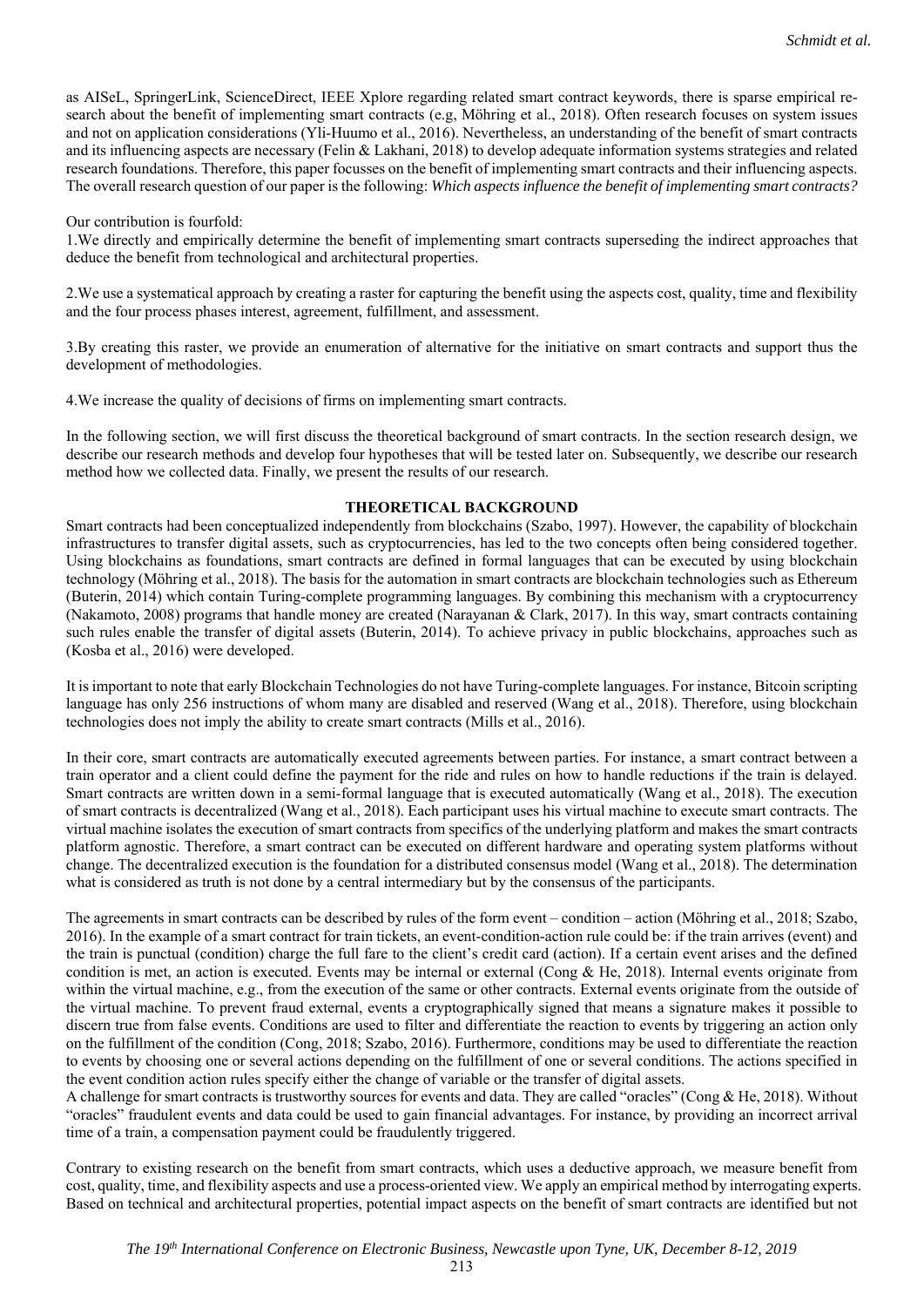as AISeL, SpringerLink, ScienceDirect, IEEE Xplore regarding related smart contract keywords, there is sparse empirical research about the benefit of implementing smart contracts (e.g, Möhring et al., 2018). Often research focuses on system issues and not on application considerations (Yli-Huumo et al., 2016). Nevertheless, an understanding of the benefit of smart contracts and its influencing aspects are necessary (Felin & Lakhani, 2018) to develop adequate information systems strategies and related research foundations. Therefore, this paper focusses on the benefit of implementing smart contracts and their influencing aspects. The overall research question of our paper is the following: *Which aspects influence the benefit of implementing smart contracts?*

Our contribution is fourfold:

1.We directly and empirically determine the benefit of implementing smart contracts superseding the indirect approaches that deduce the benefit from technological and architectural properties.

2.We use a systematical approach by creating a raster for capturing the benefit using the aspects cost, quality, time and flexibility and the four process phases interest, agreement, fulfillment, and assessment.

3.By creating this raster, we provide an enumeration of alternative for the initiative on smart contracts and support thus the development of methodologies.

4.We increase the quality of decisions of firms on implementing smart contracts.

In the following section, we will first discuss the theoretical background of smart contracts. In the section research design, we describe our research methods and develop four hypotheses that will be tested later on. Subsequently, we describe our research method how we collected data. Finally, we present the results of our research.

## THEORETICAL BACKGROUND

Smart contracts had been conceptualized independently from blockchains (Szabo, 1997). However, the capability of blockchain infrastructures to transfer digital assets, such as cryptocurrencies, has led to the two concepts often being considered together. Using blockchains as foundations, smart contracts are defined in formal languages that can be executed by using blockchain technology (Möhring et al., 2018). The basis for the automation in smart contracts are blockchain technologies such as Ethereum (Buterin, 2014) which contain Turing-complete programming languages. By combining this mechanism with a cryptocurrency (Nakamoto, 2008) programs that handle money are created (Narayanan & Clark, 2017). In this way, smart contracts containing such rules enable the transfer of digital assets (Buterin, 2014). To achieve privacy in public blockchains, approaches such as (Kosba et al., 2016) were developed.

It is important to note that early Blockchain Technologies do not have Turing-complete languages. For instance, Bitcoin scripting language has only 256 instructions of whom many are disabled and reserved (Wang et al., 2018). Therefore, using blockchain technologies does not imply the ability to create smart contracts (Mills et al., 2016).

In their core, smart contracts are automatically executed agreements between parties. For instance, a smart contract between a train operator and a client could define the payment for the ride and rules on how to handle reductions if the train is delayed. Smart contracts are written down in a semi-formal language that is executed automatically (Wang et al., 2018). The execution of smart contracts is decentralized (Wang et al., 2018). Each participant uses his virtual machine to execute smart contracts. The virtual machine isolates the execution of smart contracts from specifics of the underlying platform and makes the smart contracts platform agnostic. Therefore, a smart contract can be executed on different hardware and operating system platforms without change. The decentralized execution is the foundation for a distributed consensus model (Wang et al., 2018). The determination what is considered as truth is not done by a central intermediary but by the consensus of the participants.

The agreements in smart contracts can be described by rules of the form event – condition – action (Möhring et al., 2018; Szabo, 2016). In the example of a smart contract for train tickets, an event-condition-action rule could be: if the train arrives (event) and the train is punctual (condition) charge the full fare to the client's credit card (action). If a certain event arises and the defined condition is met, an action is executed. Events may be internal or external (Cong & He, 2018). Internal events originate from within the virtual machine, e.g., from the execution of the same or other contracts. External events originate from the outside of the virtual machine. To prevent fraud external, events a cryptographically signed that means a signature makes it possible to discern true from false events. Conditions are used to filter and differentiate the reaction to events by triggering an action only on the fulfillment of the condition (Cong, 2018; Szabo, 2016). Furthermore, conditions may be used to differentiate the reaction to events by choosing one or several actions depending on the fulfillment of one or several conditions. The actions specified in the event condition action rules specify either the change of variable or the transfer of digital assets.
A challenge for smart contracts is trustworthy sources for events and data. They are called "oracles" (Cong & He, 2018). Without "oracles" fraudulent events and data could be used to gain financial advantages. For instance, by providing an incorrect arrival time of a train, a compensation payment could be fraudulently triggered.

Contrary to existing research on the benefit from smart contracts, which uses a deductive approach, we measure benefit from cost, quality, time, and flexibility aspects and use a process-oriented view. We apply an empirical method by interrogating experts. Based on technical and architectural properties, potential impact aspects on the benefit of smart contracts are identified but not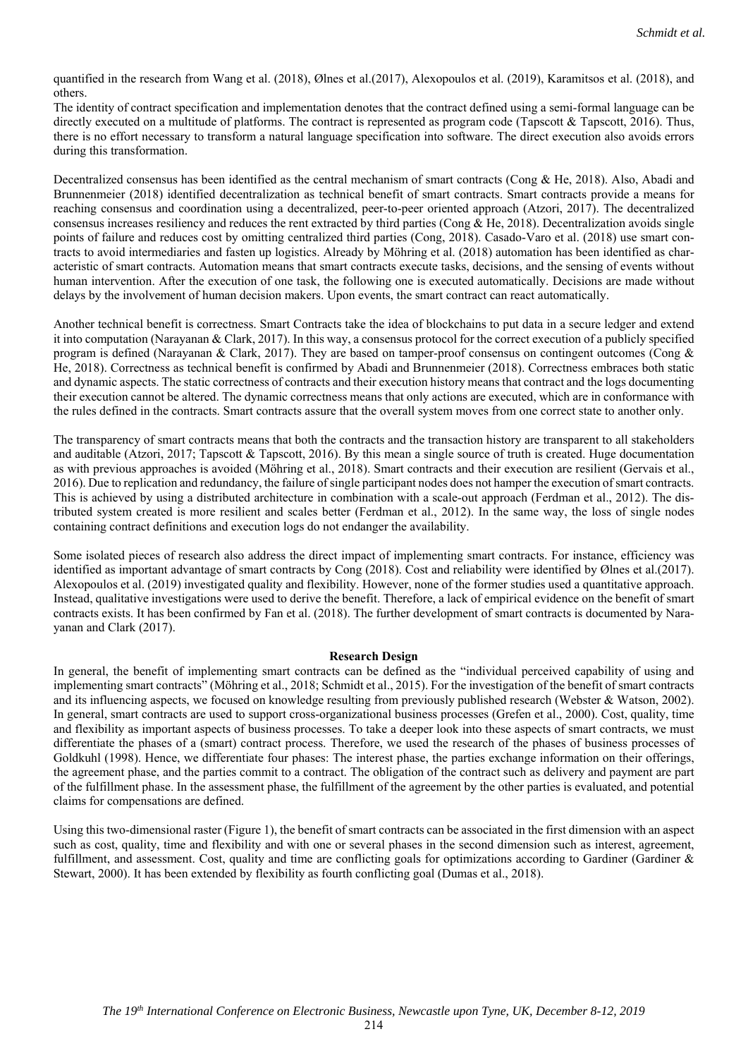quantified in the research from Wang et al. (2018), Ølnes et al.(2017), Alexopoulos et al. (2019), Karamitsos et al. (2018), and others.

The identity of contract specification and implementation denotes that the contract defined using a semi-formal language can be directly executed on a multitude of platforms. The contract is represented as program code (Tapscott & Tapscott, 2016). Thus, there is no effort necessary to transform a natural language specification into software. The direct execution also avoids errors during this transformation.

Decentralized consensus has been identified as the central mechanism of smart contracts (Cong & He, 2018). Also, Abadi and Brunnenmeier (2018) identified decentralization as technical benefit of smart contracts. Smart contracts provide a means for reaching consensus and coordination using a decentralized, peer-to-peer oriented approach (Atzori, 2017). The decentralized consensus increases resiliency and reduces the rent extracted by third parties (Cong & He, 2018). Decentralization avoids single points of failure and reduces cost by omitting centralized third parties (Cong, 2018). Casado-Varo et al. (2018) use smart contracts to avoid intermediaries and fasten up logistics. Already by Möhring et al. (2018) automation has been identified as characteristic of smart contracts. Automation means that smart contracts execute tasks, decisions, and the sensing of events without human intervention. After the execution of one task, the following one is executed automatically. Decisions are made without delays by the involvement of human decision makers. Upon events, the smart contract can react automatically.

Another technical benefit is correctness. Smart Contracts take the idea of blockchains to put data in a secure ledger and extend it into computation (Narayanan & Clark, 2017). In this way, a consensus protocol for the correct execution of a publicly specified program is defined (Narayanan & Clark, 2017). They are based on tamper-proof consensus on contingent outcomes (Cong & He, 2018). Correctness as technical benefit is confirmed by Abadi and Brunnenmeier (2018). Correctness embraces both static and dynamic aspects. The static correctness of contracts and their execution history means that contract and the logs documenting their execution cannot be altered. The dynamic correctness means that only actions are executed, which are in conformance with the rules defined in the contracts. Smart contracts assure that the overall system moves from one correct state to another only.

The transparency of smart contracts means that both the contracts and the transaction history are transparent to all stakeholders and auditable (Atzori, 2017; Tapscott & Tapscott, 2016). By this mean a single source of truth is created. Huge documentation as with previous approaches is avoided (Möhring et al., 2018). Smart contracts and their execution are resilient (Gervais et al., 2016). Due to replication and redundancy, the failure of single participant nodes does not hamper the execution of smart contracts. This is achieved by using a distributed architecture in combination with a scale-out approach (Ferdman et al., 2012). The distributed system created is more resilient and scales better (Ferdman et al., 2012). In the same way, the loss of single nodes containing contract definitions and execution logs do not endanger the availability.

Some isolated pieces of research also address the direct impact of implementing smart contracts. For instance, efficiency was identified as important advantage of smart contracts by Cong (2018). Cost and reliability were identified by Ølnes et al.(2017). Alexopoulos et al. (2019) investigated quality and flexibility. However, none of the former studies used a quantitative approach. Instead, qualitative investigations were used to derive the benefit. Therefore, a lack of empirical evidence on the benefit of smart contracts exists. It has been confirmed by Fan et al. (2018). The further development of smart contracts is documented by Narayanan and Clark (2017).

## Research Design

In general, the benefit of implementing smart contracts can be defined as the "individual perceived capability of using and implementing smart contracts" (Möhring et al., 2018; Schmidt et al., 2015). For the investigation of the benefit of smart contracts and its influencing aspects, we focused on knowledge resulting from previously published research (Webster & Watson, 2002). In general, smart contracts are used to support cross-organizational business processes (Grefen et al., 2000). Cost, quality, time and flexibility as important aspects of business processes. To take a deeper look into these aspects of smart contracts, we must differentiate the phases of a (smart) contract process. Therefore, we used the research of the phases of business processes of Goldkuhl (1998). Hence, we differentiate four phases: The interest phase, the parties exchange information on their offerings, the agreement phase, and the parties commit to a contract. The obligation of the contract such as delivery and payment are part of the fulfillment phase. In the assessment phase, the fulfillment of the agreement by the other parties is evaluated, and potential claims for compensations are defined.

Using this two-dimensional raster (Figure 1), the benefit of smart contracts can be associated in the first dimension with an aspect such as cost, quality, time and flexibility and with one or several phases in the second dimension such as interest, agreement, fulfillment, and assessment. Cost, quality and time are conflicting goals for optimizations according to Gardiner (Gardiner & Stewart, 2000). It has been extended by flexibility as fourth conflicting goal (Dumas et al., 2018).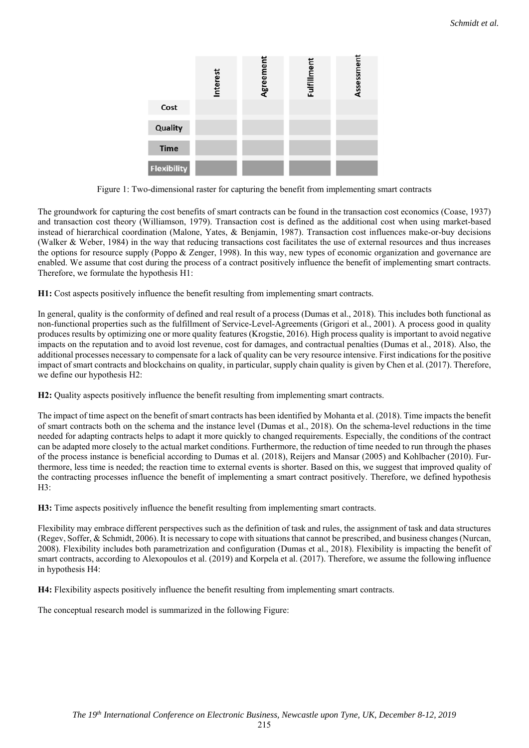| | Interest | Agreement | Fulfillment | Assessment |
|---|---|---|---|---|
| Cost | | | | |
| Quality | | | | |
| Time | | | | |
| Flexibility | | | | |

Figure 1: Two-dimensional raster for capturing the benefit from implementing smart contracts

The groundwork for capturing the cost benefits of smart contracts can be found in the transaction cost economics (Coase, 1937) and transaction cost theory (Williamson, 1979). Transaction cost is defined as the additional cost when using market-based instead of hierarchical coordination (Malone, Yates, & Benjamin, 1987). Transaction cost influences make-or-buy decisions (Walker & Weber, 1984) in the way that reducing transactions cost facilitates the use of external resources and thus increases the options for resource supply (Poppo & Zenger, 1998). In this way, new types of economic organization and governance are enabled. We assume that cost during the process of a contract positively influence the benefit of implementing smart contracts. Therefore, we formulate the hypothesis H1:

**H1:** Cost aspects positively influence the benefit resulting from implementing smart contracts.

In general, quality is the conformity of defined and real result of a process (Dumas et al., 2018). This includes both functional as non-functional properties such as the fulfillment of Service-Level-Agreements (Grigori et al., 2001). A process good in quality produces results by optimizing one or more quality features (Krogstie, 2016). High process quality is important to avoid negative impacts on the reputation and to avoid lost revenue, cost for damages, and contractual penalties (Dumas et al., 2018). Also, the additional processes necessary to compensate for a lack of quality can be very resource intensive. First indications for the positive impact of smart contracts and blockchains on quality, in particular, supply chain quality is given by Chen et al. (2017). Therefore, we define our hypothesis H2:

**H2:** Quality aspects positively influence the benefit resulting from implementing smart contracts.

The impact of time aspect on the benefit of smart contracts has been identified by Mohanta et al. (2018). Time impacts the benefit of smart contracts both on the schema and the instance level (Dumas et al., 2018). On the schema-level reductions in the time needed for adapting contracts helps to adapt it more quickly to changed requirements. Especially, the conditions of the contract can be adapted more closely to the actual market conditions. Furthermore, the reduction of time needed to run through the phases of the process instance is beneficial according to Dumas et al. (2018), Reijers and Mansar (2005) and Kohlbacher (2010). Furthermore, less time is needed; the reaction time to external events is shorter. Based on this, we suggest that improved quality of the contracting processes influence the benefit of implementing a smart contract positively. Therefore, we defined hypothesis H3:

**H3:** Time aspects positively influence the benefit resulting from implementing smart contracts.

Flexibility may embrace different perspectives such as the definition of task and rules, the assignment of task and data structures (Regev, Soffer, & Schmidt, 2006). It is necessary to cope with situations that cannot be prescribed, and business changes (Nurcan, 2008). Flexibility includes both parametrization and configuration (Dumas et al., 2018). Flexibility is impacting the benefit of smart contracts, according to Alexopoulos et al. (2019) and Korpela et al. (2017). Therefore, we assume the following influence in hypothesis H4:

**H4:** Flexibility aspects positively influence the benefit resulting from implementing smart contracts.

The conceptual research model is summarized in the following Figure: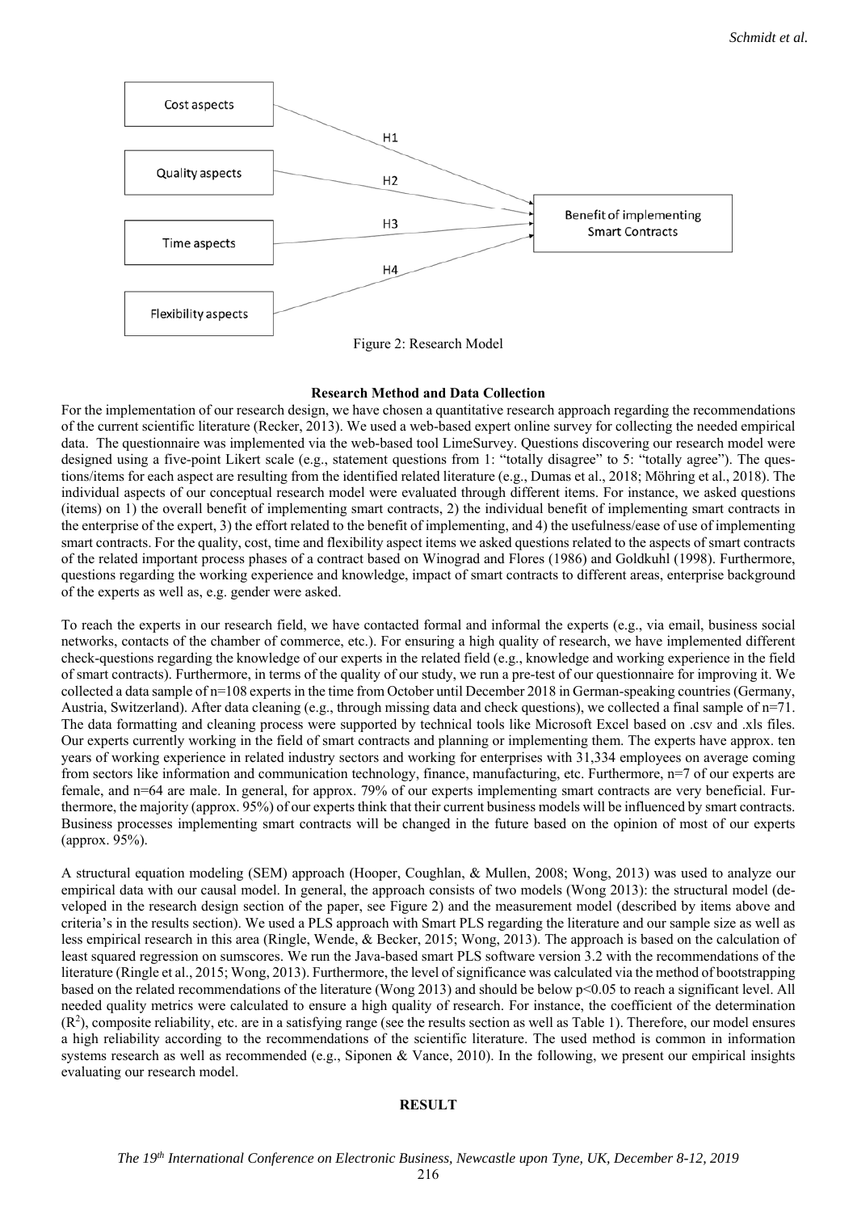Cost aspects

Quality aspects

Time aspects

Flexibility aspects

H1

H2

H3

H4

Benefit of implementing Smart Contracts

Figure 2: Research Model

### Research Method and Data Collection

For the implementation of our research design, we have chosen a quantitative research approach regarding the recommendations of the current scientific literature (Recker, 2013). We used a web-based expert online survey for collecting the needed empirical data. The questionnaire was implemented via the web-based tool LimeSurvey. Questions discovering our research model were designed using a five-point Likert scale (e.g., statement questions from 1: "totally disagree" to 5: "totally agree"). The questions/items for each aspect are resulting from the identified related literature (e.g., Dumas et al., 2018; Möhring et al., 2018). The individual aspects of our conceptual research model were evaluated through different items. For instance, we asked questions (items) on 1) the overall benefit of implementing smart contracts, 2) the individual benefit of implementing smart contracts in the enterprise of the expert, 3) the effort related to the benefit of implementing, and 4) the usefulness/ease of use of implementing smart contracts. For the quality, cost, time and flexibility aspect items we asked questions related to the aspects of smart contracts of the related important process phases of a contract based on Winograd and Flores (1986) and Goldkuhl (1998). Furthermore, questions regarding the working experience and knowledge, impact of smart contracts to different areas, enterprise background of the experts as well as, e.g. gender were asked.

To reach the experts in our research field, we have contacted formal and informal the experts (e.g., via email, business social networks, contacts of the chamber of commerce, etc.). For ensuring a high quality of research, we have implemented different check-questions regarding the knowledge of our experts in the related field (e.g., knowledge and working experience in the field of smart contracts). Furthermore, in terms of the quality of our study, we run a pre-test of our questionnaire for improving it. We collected a data sample of n=108 experts in the time from October until December 2018 in German-speaking countries (Germany, Austria, Switzerland). After data cleaning (e.g., through missing data and check questions), we collected a final sample of n=71. The data formatting and cleaning process were supported by technical tools like Microsoft Excel based on .csv and .xls files. Our experts currently working in the field of smart contracts and planning or implementing them. The experts have approx. ten years of working experience in related industry sectors and working for enterprises with 31,334 employees on average coming from sectors like information and communication technology, finance, manufacturing, etc. Furthermore, n=7 of our experts are female, and n=64 are male. In general, for approx. 79% of our experts implementing smart contracts are very beneficial. Furthermore, the majority (approx. 95%) of our experts think that their current business models will be influenced by smart contracts. Business processes implementing smart contracts will be changed in the future based on the opinion of most of our experts (approx. 95%).

A structural equation modeling (SEM) approach (Hooper, Coughlan, & Mullen, 2008; Wong, 2013) was used to analyze our empirical data with our causal model. In general, the approach consists of two models (Wong 2013): the structural model (developed in the research design section of the paper, see Figure 2) and the measurement model (described by items above and criteria's in the results section). We used a PLS approach with Smart PLS regarding the literature and our sample size as well as less empirical research in this area (Ringle, Wende, & Becker, 2015; Wong, 2013). The approach is based on the calculation of least squared regression on sumscores. We run the Java-based smart PLS software version 3.2 with the recommendations of the literature (Ringle et al., 2015; Wong, 2013). Furthermore, the level of significance was calculated via the method of bootstrapping based on the related recommendations of the literature (Wong 2013) and should be below $p<0.05$ to reach a significant level. All needed quality metrics were calculated to ensure a high quality of research. For instance, the coefficient of the determination ($R^2$), composite reliability, etc. are in a satisfying range (see the results section as well as Table 1). Therefore, our model ensures a high reliability according to the recommendations of the scientific literature. The used method is common in information systems research as well as recommended (e.g., Siponen & Vance, 2010). In the following, we present our empirical insights evaluating our research model.

## RESULT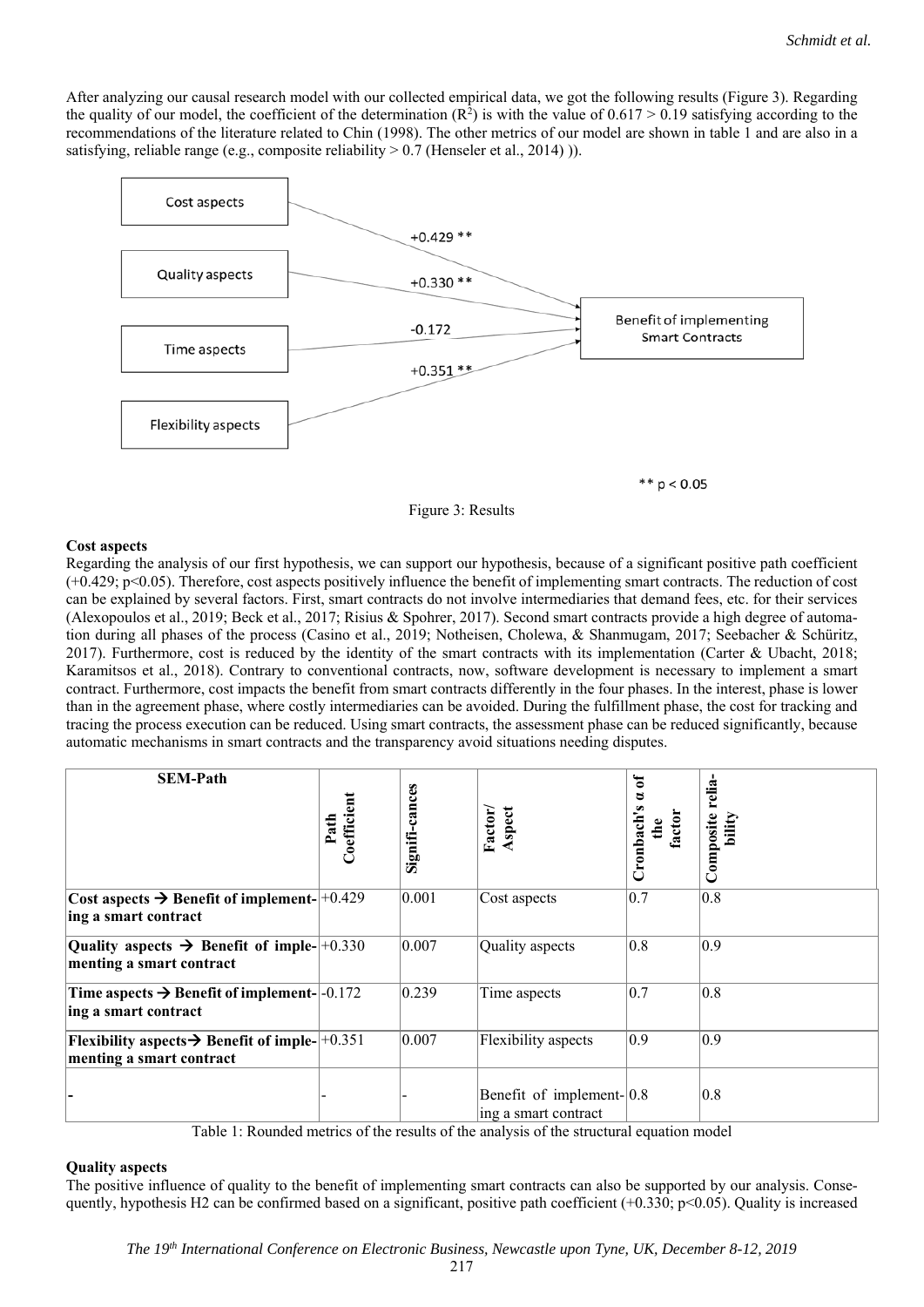After analyzing our causal research model with our collected empirical data, we got the following results (Figure 3). Regarding the quality of our model, the coefficient of the determination ($R^2$) is with the value of $0.617 > 0.19$ satisfying according to the recommendations of the literature related to Chin (1998). The other metrics of our model are shown in table 1 and are also in a satisfying, reliable range (e.g., composite reliability $> 0.7$ (Henseler et al., 2014) )).

Cost aspects → +0.429 ** → Benefit of implementing Smart Contracts
Quality aspects → +0.330 ** → Benefit of implementing Smart Contracts
Time aspects → -0.172 → Benefit of implementing Smart Contracts
Flexibility aspects → +0.351 ** → Benefit of implementing Smart Contracts

** $p < 0.05$

Figure 3: Results

**Cost aspects**

Regarding the analysis of our first hypothesis, we can support our hypothesis, because of a significant positive path coefficient (+0.429; $p<0.05$). Therefore, cost aspects positively influence the benefit of implementing smart contracts. The reduction of cost can be explained by several factors. First, smart contracts do not involve intermediaries that demand fees, etc. for their services (Alexopoulos et al., 2019; Beck et al., 2017; Risius & Spohrer, 2017). Second smart contracts provide a high degree of automation during all phases of the process (Casino et al., 2019; Notheisen, Cholewa, & Shanmugam, 2017; Seebacher & Schüritz, 2017). Furthermore, cost is reduced by the identity of the smart contracts with its implementation (Carter & Ubacht, 2018; Karamitsos et al., 2018). Contrary to conventional contracts, now, software development is necessary to implement a smart contract. Furthermore, cost impacts the benefit from smart contracts differently in the four phases. In the interest, phase is lower than in the agreement phase, where costly intermediaries can be avoided. During the fulfillment phase, the cost for tracking and tracing the process execution can be reduced. Using smart contracts, the assessment phase can be reduced significantly, because automatic mechanisms in smart contracts and the transparency avoid situations needing disputes.

| SEM-Path | Path Coefficient | Signifi-cances | Factor/ Aspect | Cronbach's $\alpha$ of the factor | Composite relia-bility |
|---|---|---|---|---|---|
| **Cost aspects → Benefit of implementing a smart contract** | +0.429 | 0.001 | Cost aspects | 0.7 | 0.8 |
| **Quality aspects → Benefit of implementing a smart contract** | +0.330 | 0.007 | Quality aspects | 0.8 | 0.9 |
| **Time aspects → Benefit of implementing a smart contract** | -0.172 | 0.239 | Time aspects | 0.7 | 0.8 |
| **Flexibility aspects→ Benefit of implementing a smart contract** | +0.351 | 0.007 | Flexibility aspects | 0.9 | 0.9 |
| **-** | - | - | Benefit of implementing a smart contract | 0.8 | 0.8 |

Table 1: Rounded metrics of the results of the analysis of the structural equation model

**Quality aspects**

The positive influence of quality to the benefit of implementing smart contracts can also be supported by our analysis. Consequently, hypothesis H2 can be confirmed based on a significant, positive path coefficient (+0.330; $p<0.05$). Quality is increased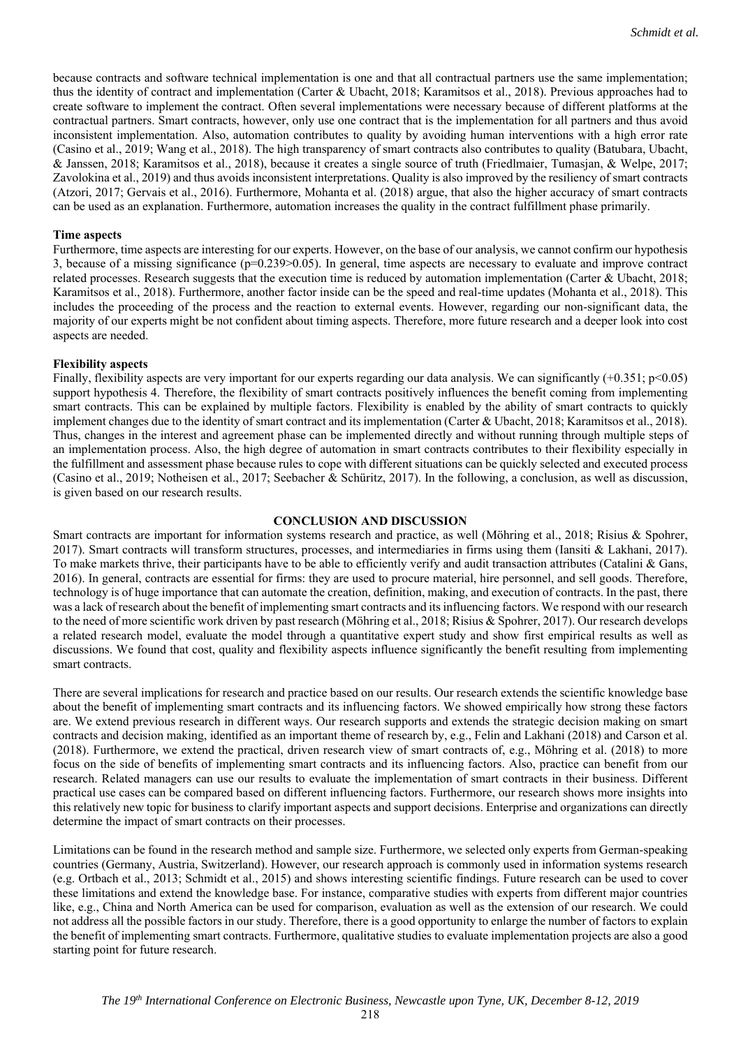because contracts and software technical implementation is one and that all contractual partners use the same implementation; thus the identity of contract and implementation (Carter & Ubacht, 2018; Karamitsos et al., 2018). Previous approaches had to create software to implement the contract. Often several implementations were necessary because of different platforms at the contractual partners. Smart contracts, however, only use one contract that is the implementation for all partners and thus avoid inconsistent implementation. Also, automation contributes to quality by avoiding human interventions with a high error rate (Casino et al., 2019; Wang et al., 2018). The high transparency of smart contracts also contributes to quality (Batubara, Ubacht, & Janssen, 2018; Karamitsos et al., 2018), because it creates a single source of truth (Friedlmaier, Tumasjan, & Welpe, 2017; Zavolokina et al., 2019) and thus avoids inconsistent interpretations. Quality is also improved by the resiliency of smart contracts (Atzori, 2017; Gervais et al., 2016). Furthermore, Mohanta et al. (2018) argue, that also the higher accuracy of smart contracts can be used as an explanation. Furthermore, automation increases the quality in the contract fulfillment phase primarily.

**Time aspects**

Furthermore, time aspects are interesting for our experts. However, on the base of our analysis, we cannot confirm our hypothesis 3, because of a missing significance ($p=0.239>0.05$). In general, time aspects are necessary to evaluate and improve contract related processes. Research suggests that the execution time is reduced by automation implementation (Carter & Ubacht, 2018; Karamitsos et al., 2018). Furthermore, another factor inside can be the speed and real-time updates (Mohanta et al., 2018). This includes the proceeding of the process and the reaction to external events. However, regarding our non-significant data, the majority of our experts might be not confident about timing aspects. Therefore, more future research and a deeper look into cost aspects are needed.

**Flexibility aspects**

Finally, flexibility aspects are very important for our experts regarding our data analysis. We can significantly ($+0.351$; $p<0.05$) support hypothesis 4. Therefore, the flexibility of smart contracts positively influences the benefit coming from implementing smart contracts. This can be explained by multiple factors. Flexibility is enabled by the ability of smart contracts to quickly implement changes due to the identity of smart contract and its implementation (Carter & Ubacht, 2018; Karamitsos et al., 2018). Thus, changes in the interest and agreement phase can be implemented directly and without running through multiple steps of an implementation process. Also, the high degree of automation in smart contracts contributes to their flexibility especially in the fulfillment and assessment phase because rules to cope with different situations can be quickly selected and executed process (Casino et al., 2019; Notheisen et al., 2017; Seebacher & Schüritz, 2017). In the following, a conclusion, as well as discussion, is given based on our research results.

## CONCLUSION AND DISCUSSION

Smart contracts are important for information systems research and practice, as well (Möhring et al., 2018; Risius & Spohrer, 2017). Smart contracts will transform structures, processes, and intermediaries in firms using them (Iansiti & Lakhani, 2017). To make markets thrive, their participants have to be able to efficiently verify and audit transaction attributes (Catalini & Gans, 2016). In general, contracts are essential for firms: they are used to procure material, hire personnel, and sell goods. Therefore, technology is of huge importance that can automate the creation, definition, making, and execution of contracts. In the past, there was a lack of research about the benefit of implementing smart contracts and its influencing factors. We respond with our research to the need of more scientific work driven by past research (Möhring et al., 2018; Risius & Spohrer, 2017). Our research develops a related research model, evaluate the model through a quantitative expert study and show first empirical results as well as discussions. We found that cost, quality and flexibility aspects influence significantly the benefit resulting from implementing smart contracts.

There are several implications for research and practice based on our results. Our research extends the scientific knowledge base about the benefit of implementing smart contracts and its influencing factors. We showed empirically how strong these factors are. We extend previous research in different ways. Our research supports and extends the strategic decision making on smart contracts and decision making, identified as an important theme of research by, e.g., Felin and Lakhani (2018) and Carson et al. (2018). Furthermore, we extend the practical, driven research view of smart contracts of, e.g., Möhring et al. (2018) to more focus on the side of benefits of implementing smart contracts and its influencing factors. Also, practice can benefit from our research. Related managers can use our results to evaluate the implementation of smart contracts in their business. Different practical use cases can be compared based on different influencing factors. Furthermore, our research shows more insights into this relatively new topic for business to clarify important aspects and support decisions. Enterprise and organizations can directly determine the impact of smart contracts on their processes.

Limitations can be found in the research method and sample size. Furthermore, we selected only experts from German-speaking countries (Germany, Austria, Switzerland). However, our research approach is commonly used in information systems research (e.g. Ortbach et al., 2013; Schmidt et al., 2015) and shows interesting scientific findings. Future research can be used to cover these limitations and extend the knowledge base. For instance, comparative studies with experts from different major countries like, e.g., China and North America can be used for comparison, evaluation as well as the extension of our research. We could not address all the possible factors in our study. Therefore, there is a good opportunity to enlarge the number of factors to explain the benefit of implementing smart contracts. Furthermore, qualitative studies to evaluate implementation projects are also a good starting point for future research.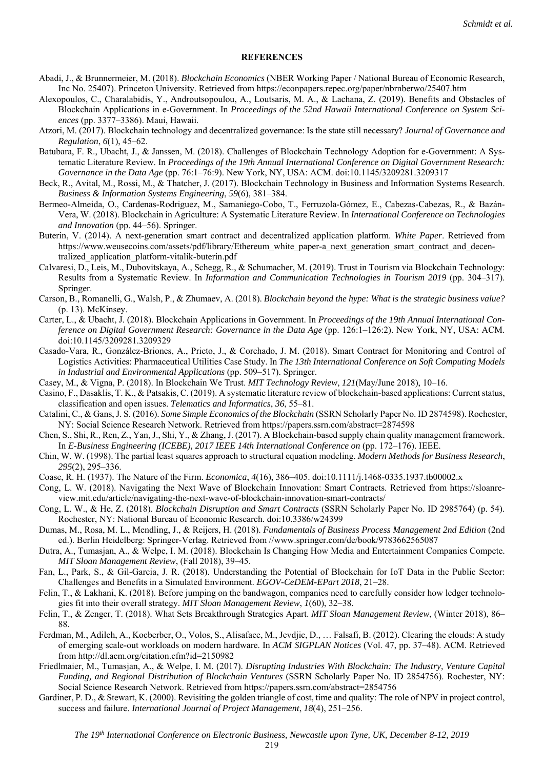## REFERENCES

Abadi, J., & Brunnermeier, M. (2018). *Blockchain Economics* (NBER Working Paper / National Bureau of Economic Research, Inc No. 25407). Princeton University. Retrieved from https://econpapers.repec.org/paper/nbrnberwo/25407.htm

Alexopoulos, C., Charalabidis, Y., Androutsopoulou, A., Loutsaris, M. A., & Lachana, Z. (2019). Benefits and Obstacles of Blockchain Applications in e-Government. In *Proceedings of the 52nd Hawaii International Conference on System Sciences* (pp. 3377–3386). Maui, Hawaii.

Atzori, M. (2017). Blockchain technology and decentralized governance: Is the state still necessary? *Journal of Governance and Regulation*, *6*(1), 45–62.

Batubara, F. R., Ubacht, J., & Janssen, M. (2018). Challenges of Blockchain Technology Adoption for e-Government: A Systematic Literature Review. In *Proceedings of the 19th Annual International Conference on Digital Government Research: Governance in the Data Age* (pp. 76:1–76:9). New York, NY, USA: ACM. doi:10.1145/3209281.3209317

Beck, R., Avital, M., Rossi, M., & Thatcher, J. (2017). Blockchain Technology in Business and Information Systems Research. *Business & Information Systems Engineering*, *59*(6), 381–384.

Bermeo-Almeida, O., Cardenas-Rodriguez, M., Samaniego-Cobo, T., Ferruzola-Gómez, E., Cabezas-Cabezas, R., & Bazán-Vera, W. (2018). Blockchain in Agriculture: A Systematic Literature Review. In *International Conference on Technologies and Innovation* (pp. 44–56). Springer.

Buterin, V. (2014). A next-generation smart contract and decentralized application platform. *White Paper*. Retrieved from https://www.weusecoins.com/assets/pdf/library/Ethereum_white_paper-a_next_generation_smart_contract_and_decentralized_application_platform-vitalik-buterin.pdf

Calvaresi, D., Leis, M., Dubovitskaya, A., Schegg, R., & Schumacher, M. (2019). Trust in Tourism via Blockchain Technology: Results from a Systematic Review. In *Information and Communication Technologies in Tourism 2019* (pp. 304–317). Springer.

Carson, B., Romanelli, G., Walsh, P., & Zhumaev, A. (2018). *Blockchain beyond the hype: What is the strategic business value?* (p. 13). McKinsey.

Carter, L., & Ubacht, J. (2018). Blockchain Applications in Government. In *Proceedings of the 19th Annual International Conference on Digital Government Research: Governance in the Data Age* (pp. 126:1–126:2). New York, NY, USA: ACM. doi:10.1145/3209281.3209329

Casado-Vara, R., González-Briones, A., Prieto, J., & Corchado, J. M. (2018). Smart Contract for Monitoring and Control of Logistics Activities: Pharmaceutical Utilities Case Study. In *The 13th International Conference on Soft Computing Models in Industrial and Environmental Applications* (pp. 509–517). Springer.

Casey, M., & Vigna, P. (2018). In Blockchain We Trust. *MIT Technology Review*, *121*(May/June 2018), 10–16.

Casino, F., Dasaklis, T. K., & Patsakis, C. (2019). A systematic literature review of blockchain-based applications: Current status, classification and open issues. *Telematics and Informatics*, *36*, 55–81.

Catalini, C., & Gans, J. S. (2016). *Some Simple Economics of the Blockchain* (SSRN Scholarly Paper No. ID 2874598). Rochester, NY: Social Science Research Network. Retrieved from https://papers.ssrn.com/abstract=2874598

Chen, S., Shi, R., Ren, Z., Yan, J., Shi, Y., & Zhang, J. (2017). A Blockchain-based supply chain quality management framework. In *E-Business Engineering (ICEBE), 2017 IEEE 14th International Conference on* (pp. 172–176). IEEE.

Chin, W. W. (1998). The partial least squares approach to structural equation modeling. *Modern Methods for Business Research*, *295*(2), 295–336.

Coase, R. H. (1937). The Nature of the Firm. *Economica*, *4*(16), 386–405. doi:10.1111/j.1468-0335.1937.tb00002.x

Cong, L. W. (2018). Navigating the Next Wave of Blockchain Innovation: Smart Contracts. Retrieved from https://sloanreview.mit.edu/article/navigating-the-next-wave-of-blockchain-innovation-smart-contracts/

Cong, L. W., & He, Z. (2018). *Blockchain Disruption and Smart Contracts* (SSRN Scholarly Paper No. ID 2985764) (p. 54). Rochester, NY: National Bureau of Economic Research. doi:10.3386/w24399

Dumas, M., Rosa, M. L., Mendling, J., & Reijers, H. (2018). *Fundamentals of Business Process Management 2nd Edition* (2nd ed.). Berlin Heidelberg: Springer-Verlag. Retrieved from //www.springer.com/de/book/9783662565087

Dutra, A., Tumasjan, A., & Welpe, I. M. (2018). Blockchain Is Changing How Media and Entertainment Companies Compete. *MIT Sloan Management Review*, (Fall 2018), 39–45.

Fan, L., Park, S., & Gil-Garcia, J. R. (2018). Understanding the Potential of Blockchain for IoT Data in the Public Sector: Challenges and Benefits in a Simulated Environment. *EGOV-CeDEM-EPart 2018*, 21–28.

Felin, T., & Lakhani, K. (2018). Before jumping on the bandwagon, companies need to carefully consider how ledger technologies fit into their overall strategy. *MIT Sloan Management Review*, *1*(60), 32–38.

Felin, T., & Zenger, T. (2018). What Sets Breakthrough Strategies Apart. *MIT Sloan Management Review*, (Winter 2018), 86–88.

Ferdman, M., Adileh, A., Kocberber, O., Volos, S., Alisafaee, M., Jevdjic, D., … Falsafi, B. (2012). Clearing the clouds: A study of emerging scale-out workloads on modern hardware. In *ACM SIGPLAN Notices* (Vol. 47, pp. 37–48). ACM. Retrieved from http://dl.acm.org/citation.cfm?id=2150982

Friedlmaier, M., Tumasjan, A., & Welpe, I. M. (2017). *Disrupting Industries With Blockchain: The Industry, Venture Capital Funding, and Regional Distribution of Blockchain Ventures* (SSRN Scholarly Paper No. ID 2854756). Rochester, NY: Social Science Research Network. Retrieved from https://papers.ssrn.com/abstract=2854756

Gardiner, P. D., & Stewart, K. (2000). Revisiting the golden triangle of cost, time and quality: The role of NPV in project control, success and failure. *International Journal of Project Management*, *18*(4), 251–256.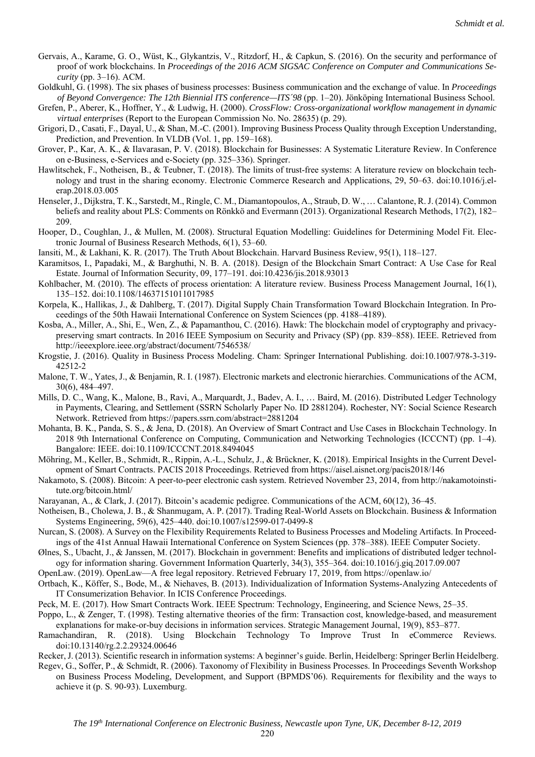Gervais, A., Karame, G. O., Wüst, K., Glykantzis, V., Ritzdorf, H., & Capkun, S. (2016). On the security and performance of proof of work blockchains. In *Proceedings of the 2016 ACM SIGSAC Conference on Computer and Communications Security* (pp. 3–16). ACM.

Goldkuhl, G. (1998). The six phases of business processes: Business communication and the exchange of value. In *Proceedings of Beyond Convergence: The 12th Biennial ITS conference—ITS´98* (pp. 1–20). Jönköping International Business School.

Grefen, P., Aberer, K., Hoffner, Y., & Ludwig, H. (2000). *CrossFlow: Cross-organizational workflow management in dynamic virtual enterprises* (Report to the European Commission No. No. 28635) (p. 29).

Grigori, D., Casati, F., Dayal, U., & Shan, M.-C. (2001). Improving Business Process Quality through Exception Understanding, Prediction, and Prevention. In VLDB (Vol. 1, pp. 159–168).

Grover, P., Kar, A. K., & Ilavarasan, P. V. (2018). Blockchain for Businesses: A Systematic Literature Review. In Conference on e-Business, e-Services and e-Society (pp. 325–336). Springer.

Hawlitschek, F., Notheisen, B., & Teubner, T. (2018). The limits of trust-free systems: A literature review on blockchain technology and trust in the sharing economy. Electronic Commerce Research and Applications, 29, 50–63. doi:10.1016/j.elerap.2018.03.005

Henseler, J., Dijkstra, T. K., Sarstedt, M., Ringle, C. M., Diamantopoulos, A., Straub, D. W., … Calantone, R. J. (2014). Common beliefs and reality about PLS: Comments on Rönkkö and Evermann (2013). Organizational Research Methods, 17(2), 182–209.

Hooper, D., Coughlan, J., & Mullen, M. (2008). Structural Equation Modelling: Guidelines for Determining Model Fit. Electronic Journal of Business Research Methods, 6(1), 53–60.

Iansiti, M., & Lakhani, K. R. (2017). The Truth About Blockchain. Harvard Business Review, 95(1), 118–127.

Karamitsos, I., Papadaki, M., & Barghuthi, N. B. A. (2018). Design of the Blockchain Smart Contract: A Use Case for Real Estate. Journal of Information Security, 09, 177–191. doi:10.4236/jis.2018.93013

Kohlbacher, M. (2010). The effects of process orientation: A literature review. Business Process Management Journal, 16(1), 135–152. doi:10.1108/14637151011017985

Korpela, K., Hallikas, J., & Dahlberg, T. (2017). Digital Supply Chain Transformation Toward Blockchain Integration. In Proceedings of the 50th Hawaii International Conference on System Sciences (pp. 4188–4189).

Kosba, A., Miller, A., Shi, E., Wen, Z., & Papamanthou, C. (2016). Hawk: The blockchain model of cryptography and privacy-preserving smart contracts. In 2016 IEEE Symposium on Security and Privacy (SP) (pp. 839–858). IEEE. Retrieved from http://ieeexplore.ieee.org/abstract/document/7546538/

Krogstie, J. (2016). Quality in Business Process Modeling. Cham: Springer International Publishing. doi:10.1007/978-3-319-42512-2

Malone, T. W., Yates, J., & Benjamin, R. I. (1987). Electronic markets and electronic hierarchies. Communications of the ACM, 30(6), 484–497.

Mills, D. C., Wang, K., Malone, B., Ravi, A., Marquardt, J., Badev, A. I., … Baird, M. (2016). Distributed Ledger Technology in Payments, Clearing, and Settlement (SSRN Scholarly Paper No. ID 2881204). Rochester, NY: Social Science Research Network. Retrieved from https://papers.ssrn.com/abstract=2881204

Mohanta, B. K., Panda, S. S., & Jena, D. (2018). An Overview of Smart Contract and Use Cases in Blockchain Technology. In 2018 9th International Conference on Computing, Communication and Networking Technologies (ICCCNT) (pp. 1–4). Bangalore: IEEE. doi:10.1109/ICCCNT.2018.8494045

Möhring, M., Keller, B., Schmidt, R., Rippin, A.-L., Schulz, J., & Brückner, K. (2018). Empirical Insights in the Current Development of Smart Contracts. PACIS 2018 Proceedings. Retrieved from https://aisel.aisnet.org/pacis2018/146

Nakamoto, S. (2008). Bitcoin: A peer-to-peer electronic cash system. Retrieved November 23, 2014, from http://nakamotoinstitute.org/bitcoin.html/

Narayanan, A., & Clark, J. (2017). Bitcoin's academic pedigree. Communications of the ACM, 60(12), 36–45.

Notheisen, B., Cholewa, J. B., & Shanmugam, A. P. (2017). Trading Real-World Assets on Blockchain. Business & Information Systems Engineering, 59(6), 425–440. doi:10.1007/s12599-017-0499-8

Nurcan, S. (2008). A Survey on the Flexibility Requirements Related to Business Processes and Modeling Artifacts. In Proceedings of the 41st Annual Hawaii International Conference on System Sciences (pp. 378–388). IEEE Computer Society.

Ølnes, S., Ubacht, J., & Janssen, M. (2017). Blockchain in government: Benefits and implications of distributed ledger technology for information sharing. Government Information Quarterly, 34(3), 355–364. doi:10.1016/j.giq.2017.09.007

OpenLaw. (2019). OpenLaw—A free legal repository. Retrieved February 17, 2019, from https://openlaw.io/

Ortbach, K., Köffer, S., Bode, M., & Niehaves, B. (2013). Individualization of Information Systems-Analyzing Antecedents of IT Consumerization Behavior. In ICIS Conference Proceedings.

Peck, M. E. (2017). How Smart Contracts Work. IEEE Spectrum: Technology, Engineering, and Science News, 25–35.

Poppo, L., & Zenger, T. (1998). Testing alternative theories of the firm: Transaction cost, knowledge-based, and measurement explanations for make-or-buy decisions in information services. Strategic Management Journal, 19(9), 853–877.

Ramachandiran, R. (2018). Using Blockchain Technology To Improve Trust In eCommerce Reviews. doi:10.13140/rg.2.2.29324.00646

Recker, J. (2013). Scientific research in information systems: A beginner's guide. Berlin, Heidelberg: Springer Berlin Heidelberg.

Regev, G., Soffer, P., & Schmidt, R. (2006). Taxonomy of Flexibility in Business Processes. In Proceedings Seventh Workshop on Business Process Modeling, Development, and Support (BPMDS'06). Requirements for flexibility and the ways to achieve it (p. S. 90-93). Luxemburg.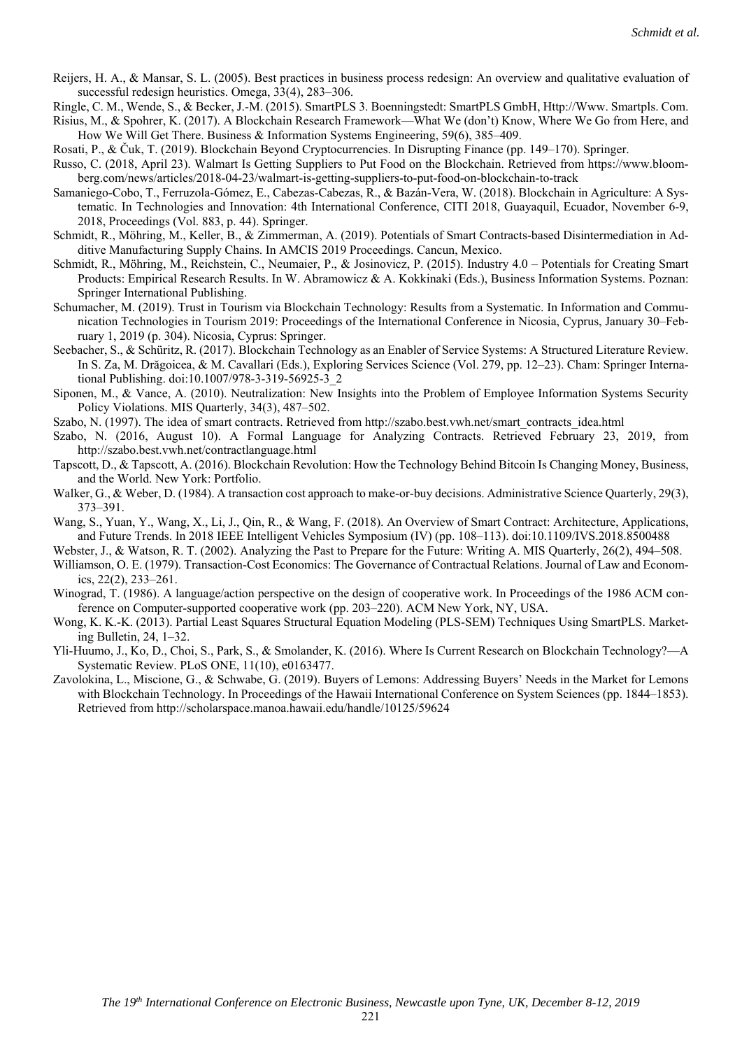Reijers, H. A., & Mansar, S. L. (2005). Best practices in business process redesign: An overview and qualitative evaluation of successful redesign heuristics. Omega, 33(4), 283–306.

Ringle, C. M., Wende, S., & Becker, J.-M. (2015). SmartPLS 3. Boenningstedt: SmartPLS GmbH, Http://Www. Smartpls. Com.

Risius, M., & Spohrer, K. (2017). A Blockchain Research Framework—What We (don't) Know, Where We Go from Here, and How We Will Get There. Business & Information Systems Engineering, 59(6), 385–409.

Rosati, P., & Čuk, T. (2019). Blockchain Beyond Cryptocurrencies. In Disrupting Finance (pp. 149–170). Springer.

Russo, C. (2018, April 23). Walmart Is Getting Suppliers to Put Food on the Blockchain. Retrieved from https://www.bloomberg.com/news/articles/2018-04-23/walmart-is-getting-suppliers-to-put-food-on-blockchain-to-track

Samaniego-Cobo, T., Ferruzola-Gómez, E., Cabezas-Cabezas, R., & Bazán-Vera, W. (2018). Blockchain in Agriculture: A Systematic. In Technologies and Innovation: 4th International Conference, CITI 2018, Guayaquil, Ecuador, November 6-9, 2018, Proceedings (Vol. 883, p. 44). Springer.

Schmidt, R., Möhring, M., Keller, B., & Zimmerman, A. (2019). Potentials of Smart Contracts-based Disintermediation in Additive Manufacturing Supply Chains. In AMCIS 2019 Proceedings. Cancun, Mexico.

Schmidt, R., Möhring, M., Reichstein, C., Neumaier, P., & Josinovicz, P. (2015). Industry 4.0 – Potentials for Creating Smart Products: Empirical Research Results. In W. Abramowicz & A. Kokkinaki (Eds.), Business Information Systems. Poznan: Springer International Publishing.

Schumacher, M. (2019). Trust in Tourism via Blockchain Technology: Results from a Systematic. In Information and Communication Technologies in Tourism 2019: Proceedings of the International Conference in Nicosia, Cyprus, January 30–February 1, 2019 (p. 304). Nicosia, Cyprus: Springer.

Seebacher, S., & Schüritz, R. (2017). Blockchain Technology as an Enabler of Service Systems: A Structured Literature Review. In S. Za, M. Drăgoicea, & M. Cavallari (Eds.), Exploring Services Science (Vol. 279, pp. 12–23). Cham: Springer International Publishing. doi:10.1007/978-3-319-56925-3_2

Siponen, M., & Vance, A. (2010). Neutralization: New Insights into the Problem of Employee Information Systems Security Policy Violations. MIS Quarterly, 34(3), 487–502.

Szabo, N. (1997). The idea of smart contracts. Retrieved from http://szabo.best.vwh.net/smart_contracts_idea.html

Szabo, N. (2016, August 10). A Formal Language for Analyzing Contracts. Retrieved February 23, 2019, from http://szabo.best.vwh.net/contractlanguage.html

Tapscott, D., & Tapscott, A. (2016). Blockchain Revolution: How the Technology Behind Bitcoin Is Changing Money, Business, and the World. New York: Portfolio.

Walker, G., & Weber, D. (1984). A transaction cost approach to make-or-buy decisions. Administrative Science Quarterly, 29(3), 373–391.

Wang, S., Yuan, Y., Wang, X., Li, J., Qin, R., & Wang, F. (2018). An Overview of Smart Contract: Architecture, Applications, and Future Trends. In 2018 IEEE Intelligent Vehicles Symposium (IV) (pp. 108–113). doi:10.1109/IVS.2018.8500488

Webster, J., & Watson, R. T. (2002). Analyzing the Past to Prepare for the Future: Writing A. MIS Quarterly, 26(2), 494–508.

Williamson, O. E. (1979). Transaction-Cost Economics: The Governance of Contractual Relations. Journal of Law and Economics, 22(2), 233–261.

Winograd, T. (1986). A language/action perspective on the design of cooperative work. In Proceedings of the 1986 ACM conference on Computer-supported cooperative work (pp. 203–220). ACM New York, NY, USA.

Wong, K. K.-K. (2013). Partial Least Squares Structural Equation Modeling (PLS-SEM) Techniques Using SmartPLS. Marketing Bulletin, 24, 1–32.

Yli-Huumo, J., Ko, D., Choi, S., Park, S., & Smolander, K. (2016). Where Is Current Research on Blockchain Technology?—A Systematic Review. PLoS ONE, 11(10), e0163477.

Zavolokina, L., Miscione, G., & Schwabe, G. (2019). Buyers of Lemons: Addressing Buyers' Needs in the Market for Lemons with Blockchain Technology. In Proceedings of the Hawaii International Conference on System Sciences (pp. 1844–1853). Retrieved from http://scholarspace.manoa.hawaii.edu/handle/10125/59624